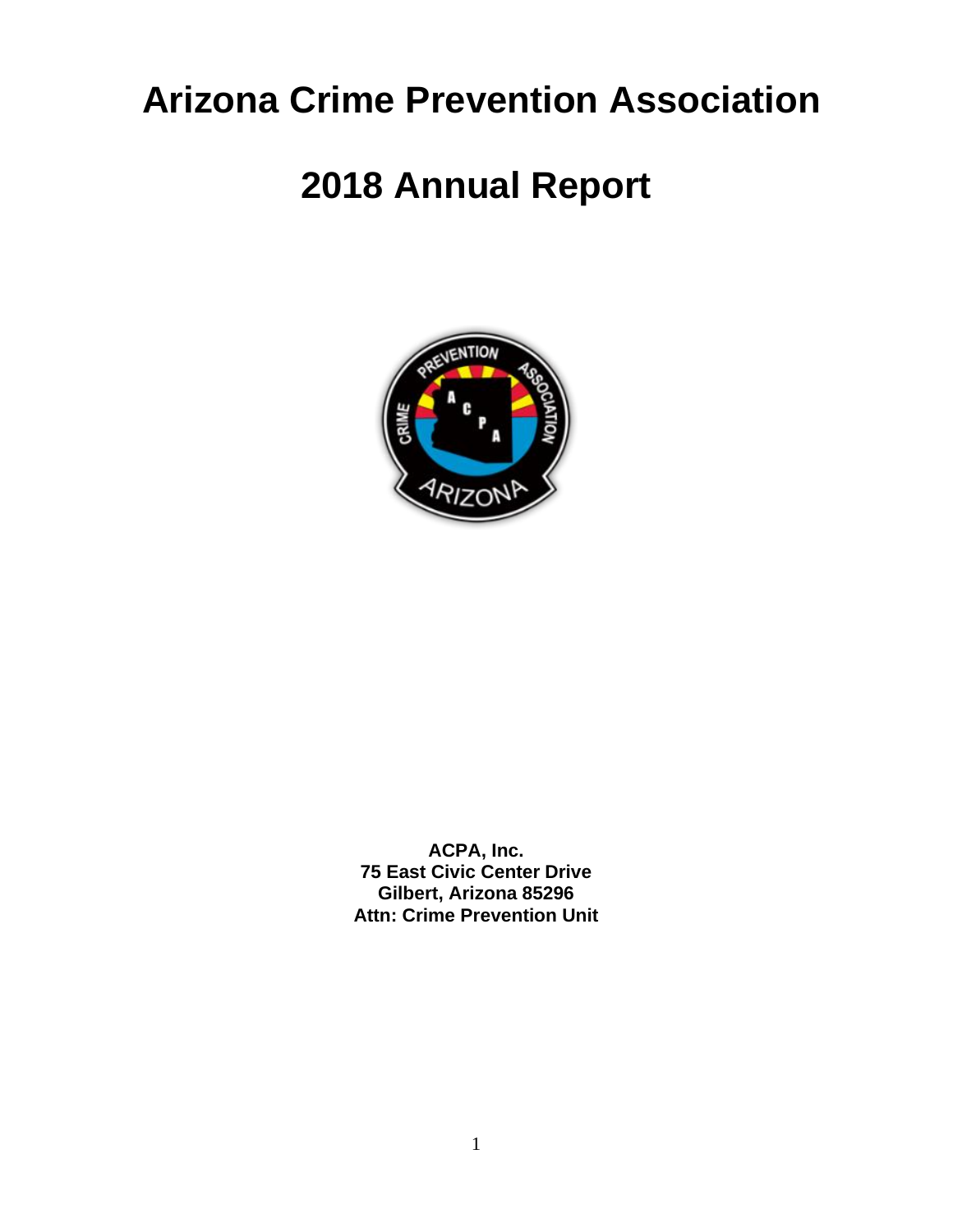# Arizona Crime Prevention Association

# 2018 Annual Report

**ACPA, Inc.**
**75 East Civic Center Drive**
**Gilbert, Arizona 85296**
**Attn: Crime Prevention Unit**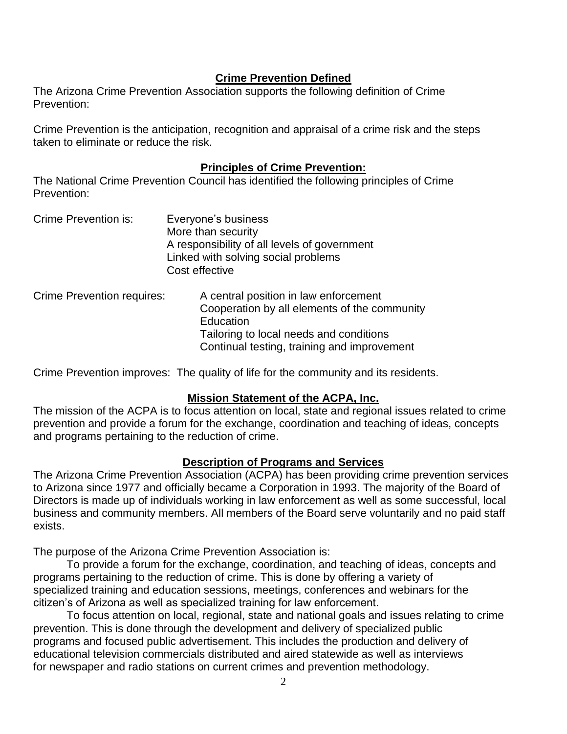## Crime Prevention Defined

The Arizona Crime Prevention Association supports the following definition of Crime Prevention:

Crime Prevention is the anticipation, recognition and appraisal of a crime risk and the steps taken to eliminate or reduce the risk.

## Principles of Crime Prevention:

The National Crime Prevention Council has identified the following principles of Crime Prevention:

Crime Prevention is:
- Everyone's business
- More than security
- A responsibility of all levels of government
- Linked with solving social problems
- Cost effective

Crime Prevention requires:
- A central position in law enforcement
- Cooperation by all elements of the community
- Education
- Tailoring to local needs and conditions
- Continual testing, training and improvement

Crime Prevention improves: The quality of life for the community and its residents.

## Mission Statement of the ACPA, Inc.

The mission of the ACPA is to focus attention on local, state and regional issues related to crime prevention and provide a forum for the exchange, coordination and teaching of ideas, concepts and programs pertaining to the reduction of crime.

## Description of Programs and Services

The Arizona Crime Prevention Association (ACPA) has been providing crime prevention services to Arizona since 1977 and officially became a Corporation in 1993. The majority of the Board of Directors is made up of individuals working in law enforcement as well as some successful, local business and community members. All members of the Board serve voluntarily and no paid staff exists.

The purpose of the Arizona Crime Prevention Association is:

To provide a forum for the exchange, coordination, and teaching of ideas, concepts and programs pertaining to the reduction of crime. This is done by offering a variety of specialized training and education sessions, meetings, conferences and webinars for the citizen's of Arizona as well as specialized training for law enforcement.

To focus attention on local, regional, state and national goals and issues relating to crime prevention. This is done through the development and delivery of specialized public programs and focused public advertisement. This includes the production and delivery of educational television commercials distributed and aired statewide as well as interviews for newspaper and radio stations on current crimes and prevention methodology.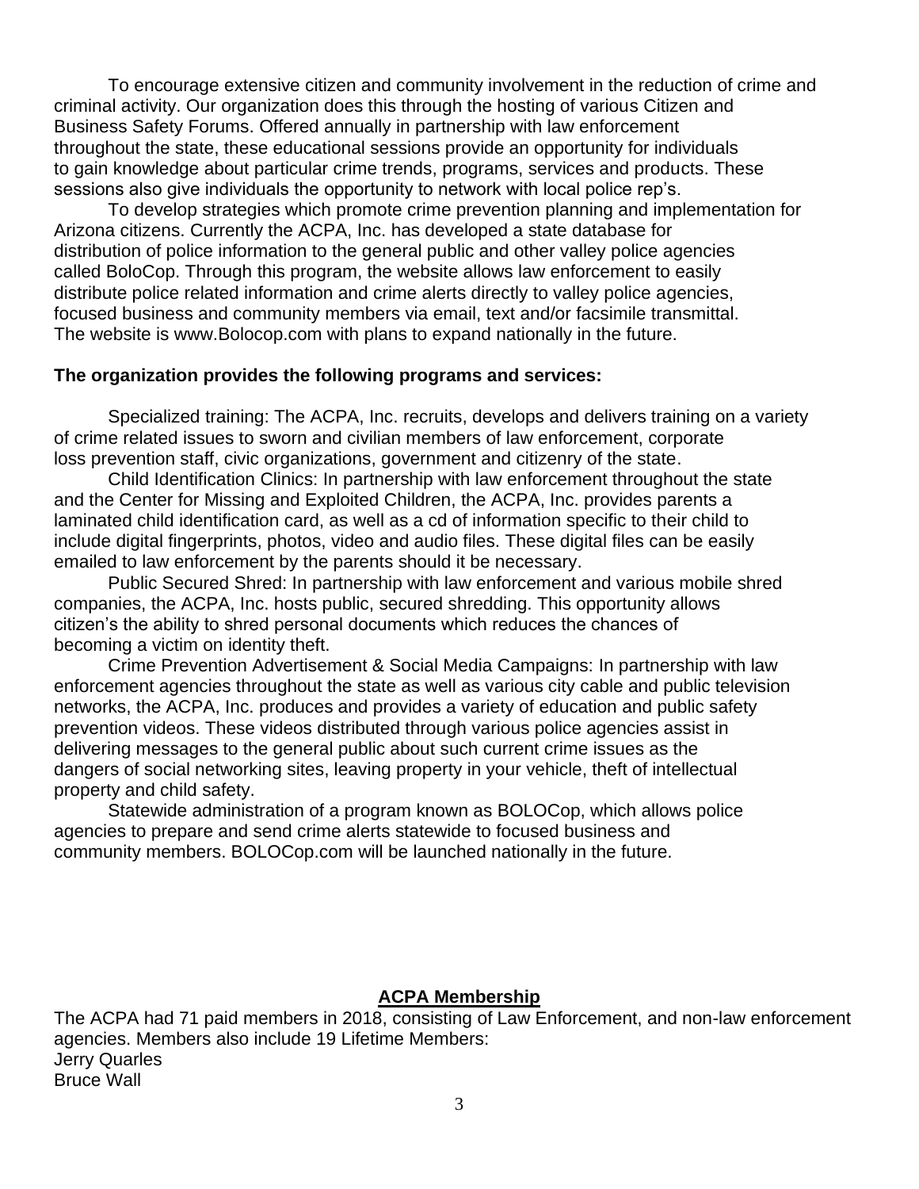To encourage extensive citizen and community involvement in the reduction of crime and criminal activity. Our organization does this through the hosting of various Citizen and Business Safety Forums. Offered annually in partnership with law enforcement throughout the state, these educational sessions provide an opportunity for individuals to gain knowledge about particular crime trends, programs, services and products. These sessions also give individuals the opportunity to network with local police rep's.

To develop strategies which promote crime prevention planning and implementation for Arizona citizens. Currently the ACPA, Inc. has developed a state database for distribution of police information to the general public and other valley police agencies called BoloCop. Through this program, the website allows law enforcement to easily distribute police related information and crime alerts directly to valley police agencies, focused business and community members via email, text and/or facsimile transmittal. The website is www.Bolocop.com with plans to expand nationally in the future.

**The organization provides the following programs and services:**

Specialized training: The ACPA, Inc. recruits, develops and delivers training on a variety of crime related issues to sworn and civilian members of law enforcement, corporate loss prevention staff, civic organizations, government and citizenry of the state.

Child Identification Clinics: In partnership with law enforcement throughout the state and the Center for Missing and Exploited Children, the ACPA, Inc. provides parents a laminated child identification card, as well as a cd of information specific to their child to include digital fingerprints, photos, video and audio files. These digital files can be easily emailed to law enforcement by the parents should it be necessary.

Public Secured Shred: In partnership with law enforcement and various mobile shred companies, the ACPA, Inc. hosts public, secured shredding. This opportunity allows citizen's the ability to shred personal documents which reduces the chances of becoming a victim on identity theft.

Crime Prevention Advertisement & Social Media Campaigns: In partnership with law enforcement agencies throughout the state as well as various city cable and public television networks, the ACPA, Inc. produces and provides a variety of education and public safety prevention videos. These videos distributed through various police agencies assist in delivering messages to the general public about such current crime issues as the dangers of social networking sites, leaving property in your vehicle, theft of intellectual property and child safety.

Statewide administration of a program known as BOLOCop, which allows police agencies to prepare and send crime alerts statewide to focused business and community members. BOLOCop.com will be launched nationally in the future.

## ACPA Membership

The ACPA had 71 paid members in 2018, consisting of Law Enforcement, and non-law enforcement agencies. Members also include 19 Lifetime Members:

Jerry Quarles
Bruce Wall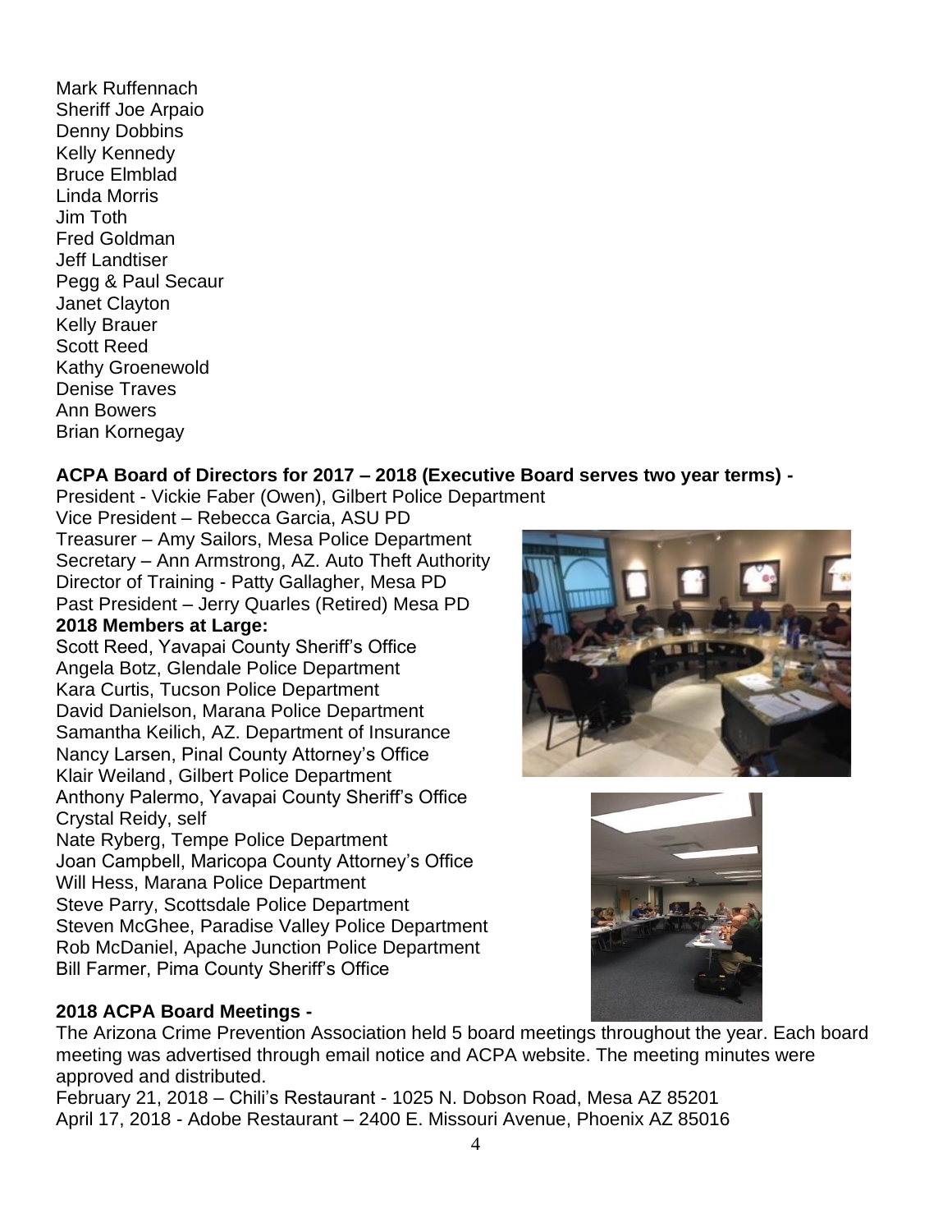Mark Ruffennach
Sheriff Joe Arpaio
Denny Dobbins
Kelly Kennedy
Bruce Elmblad
Linda Morris
Jim Toth
Fred Goldman
Jeff Landtiser
Pegg & Paul Secaur
Janet Clayton
Kelly Brauer
Scott Reed
Kathy Groenewold
Denise Traves
Ann Bowers
Brian Kornegay

**ACPA Board of Directors for 2017 – 2018 (Executive Board serves two year terms) -**

President - Vickie Faber (Owen), Gilbert Police Department
Vice President – Rebecca Garcia, ASU PD
Treasurer – Amy Sailors, Mesa Police Department
Secretary – Ann Armstrong, AZ. Auto Theft Authority
Director of Training - Patty Gallagher, Mesa PD
Past President – Jerry Quarles (Retired) Mesa PD

**2018 Members at Large:**

Scott Reed, Yavapai County Sheriff's Office
Angela Botz, Glendale Police Department
Kara Curtis, Tucson Police Department
David Danielson, Marana Police Department
Samantha Keilich, AZ. Department of Insurance
Nancy Larsen, Pinal County Attorney's Office
Klair Weiland, Gilbert Police Department
Anthony Palermo, Yavapai County Sheriff's Office
Crystal Reidy, self
Nate Ryberg, Tempe Police Department
Joan Campbell, Maricopa County Attorney's Office
Will Hess, Marana Police Department
Steve Parry, Scottsdale Police Department
Steven McGhee, Paradise Valley Police Department
Rob McDaniel, Apache Junction Police Department
Bill Farmer, Pima County Sheriff's Office

**2018 ACPA Board Meetings -**

The Arizona Crime Prevention Association held 5 board meetings throughout the year. Each board meeting was advertised through email notice and ACPA website. The meeting minutes were approved and distributed.

February 21, 2018 – Chili's Restaurant - 1025 N. Dobson Road, Mesa AZ 85201
April 17, 2018 - Adobe Restaurant – 2400 E. Missouri Avenue, Phoenix AZ 85016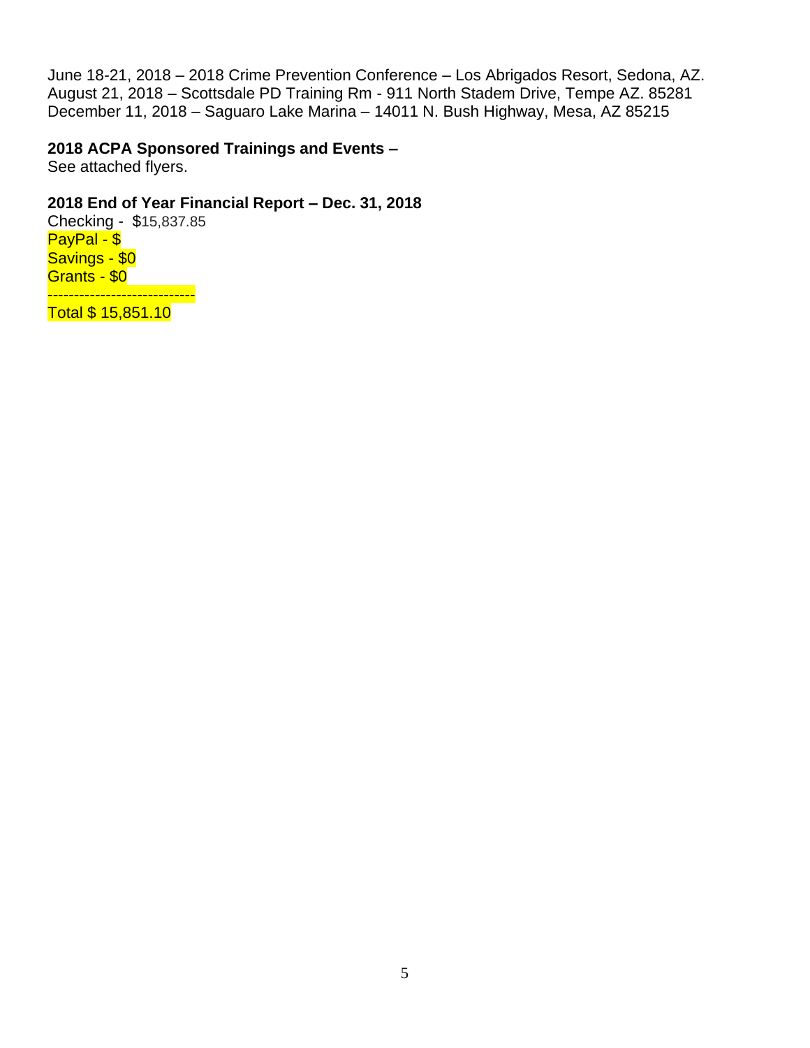June 18-21, 2018 – 2018 Crime Prevention Conference – Los Abrigados Resort, Sedona, AZ.
August 21, 2018 – Scottsdale PD Training Rm - 911 North Stadem Drive, Tempe AZ. 85281
December 11, 2018 – Saguaro Lake Marina – 14011 N. Bush Highway, Mesa, AZ 85215

**2018 ACPA Sponsored Trainings and Events –**
See attached flyers.

**2018 End of Year Financial Report – Dec. 31, 2018**
Checking - $15,837.85
PayPal - $
Savings - $0
Grants - $0
----------------------------
Total $ 15,851.10